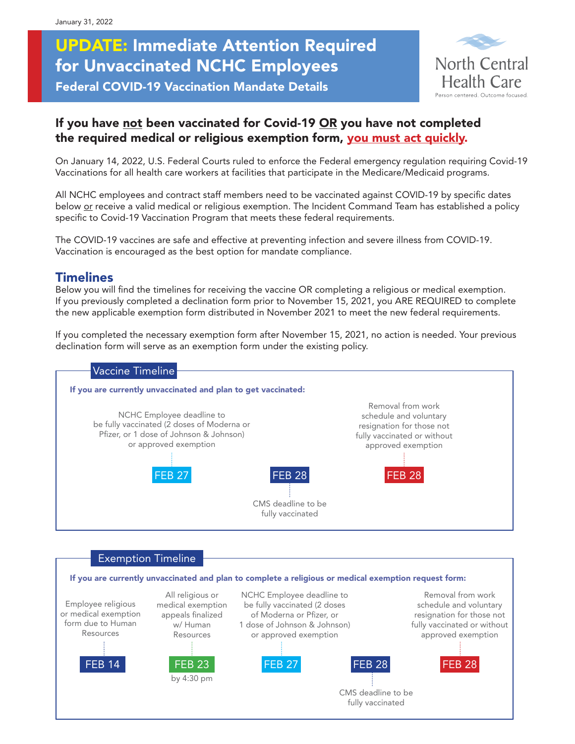January 31, 2022

# UPDATE: Immediate Attention Required for Unvaccinated NCHC Employees

## Federal COVID-19 Vaccination Mandate Details

North Central Health Care
Person centered. Outcome focused.

### If you have not been vaccinated for Covid-19 OR you have not completed the required medical or religious exemption form, you must act quickly.

On January 14, 2022, U.S. Federal Courts ruled to enforce the Federal emergency regulation requiring Covid-19 Vaccinations for all health care workers at facilities that participate in the Medicare/Medicaid programs.

All NCHC employees and contract staff members need to be vaccinated against COVID-19 by specific dates below or receive a valid medical or religious exemption. The Incident Command Team has established a policy specific to Covid-19 Vaccination Program that meets these federal requirements.

The COVID-19 vaccines are safe and effective at preventing infection and severe illness from COVID-19. Vaccination is encouraged as the best option for mandate compliance.

## Timelines

Below you will find the timelines for receiving the vaccine OR completing a religious or medical exemption. If you previously completed a declination form prior to November 15, 2021, you ARE REQUIRED to complete the new applicable exemption form distributed in November 2021 to meet the new federal requirements.

If you completed the necessary exemption form after November 15, 2021, no action is needed. Your previous declination form will serve as an exemption form under the existing policy.

### Vaccine Timeline

**If you are currently unvaccinated and plan to get vaccinated:**

- **FEB 27** – NCHC Employee deadline to be fully vaccinated (2 doses of Moderna or Pfizer, or 1 dose of Johnson & Johnson) or approved exemption
- **FEB 28** – CMS deadline to be fully vaccinated
- **FEB 28** – Removal from work schedule and voluntary resignation for those not fully vaccinated or without approved exemption

### Exemption Timeline

**If you are currently unvaccinated and plan to complete a religious or medical exemption request form:**

- **FEB 14** – Employee religious or medical exemption form due to Human Resources
- **FEB 23** by 4:30 pm – All religious or medical exemption appeals finalized w/ Human Resources
- **FEB 27** – NCHC Employee deadline to be fully vaccinated (2 doses of Moderna or Pfizer, or 1 dose of Johnson & Johnson) or approved exemption
- **FEB 28** – CMS deadline to be fully vaccinated
- **FEB 28** – Removal from work schedule and voluntary resignation for those not fully vaccinated or without approved exemption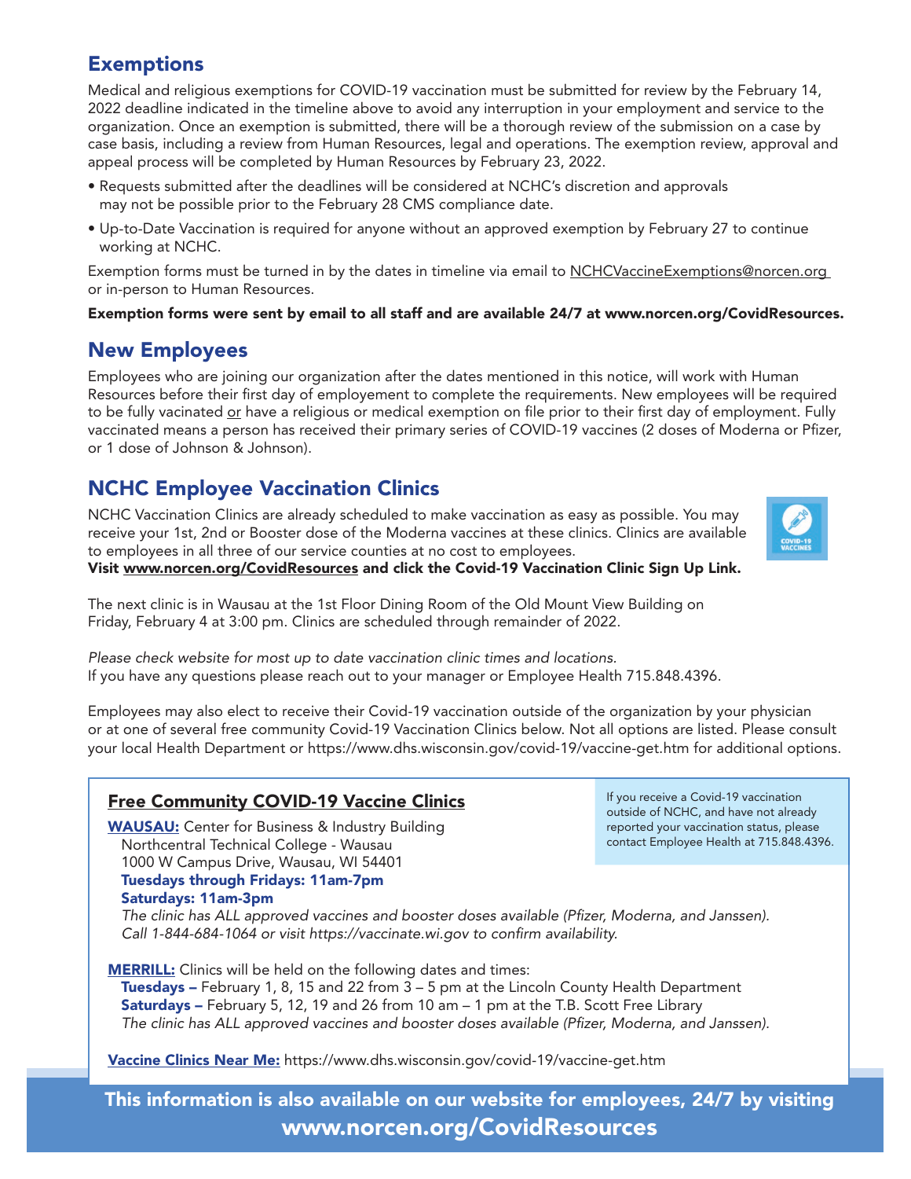## Exemptions

Medical and religious exemptions for COVID-19 vaccination must be submitted for review by the February 14, 2022 deadline indicated in the timeline above to avoid any interruption in your employment and service to the organization. Once an exemption is submitted, there will be a thorough review of the submission on a case by case basis, including a review from Human Resources, legal and operations. The exemption review, approval and appeal process will be completed by Human Resources by February 23, 2022.

- Requests submitted after the deadlines will be considered at NCHC's discretion and approvals may not be possible prior to the February 28 CMS compliance date.
- Up-to-Date Vaccination is required for anyone without an approved exemption by February 27 to continue working at NCHC.

Exemption forms must be turned in by the dates in timeline via email to NCHCVaccineExemptions@norcen.org or in-person to Human Resources.

**Exemption forms were sent by email to all staff and are available 24/7 at www.norcen.org/CovidResources.**

## New Employees

Employees who are joining our organization after the dates mentioned in this notice, will work with Human Resources before their first day of employement to complete the requirements. New employees will be required to be fully vacinated or have a religious or medical exemption on file prior to their first day of employment. Fully vaccinated means a person has received their primary series of COVID-19 vaccines (2 doses of Moderna or Pfizer, or 1 dose of Johnson & Johnson).

## NCHC Employee Vaccination Clinics

NCHC Vaccination Clinics are already scheduled to make vaccination as easy as possible. You may receive your 1st, 2nd or Booster dose of the Moderna vaccines at these clinics. Clinics are available to employees in all three of our service counties at no cost to employees.
**Visit www.norcen.org/CovidResources and click the Covid-19 Vaccination Clinic Sign Up Link.**

The next clinic is in Wausau at the 1st Floor Dining Room of the Old Mount View Building on Friday, February 4 at 3:00 pm. Clinics are scheduled through remainder of 2022.

*Please check website for most up to date vaccination clinic times and locations.*
If you have any questions please reach out to your manager or Employee Health 715.848.4396.

Employees may also elect to receive their Covid-19 vaccination outside of the organization by your physician or at one of several free community Covid-19 Vaccination Clinics below. Not all options are listed. Please consult your local Health Department or https://www.dhs.wisconsin.gov/covid-19/vaccine-get.htm for additional options.

### Free Community COVID-19 Vaccine Clinics

If you receive a Covid-19 vaccination outside of NCHC, and have not already reported your vaccination status, please contact Employee Health at 715.848.4396.

**WAUSAU:** Center for Business & Industry Building
Northcentral Technical College - Wausau
1000 W Campus Drive, Wausau, WI 54401
**Tuesdays through Fridays: 11am-7pm**
**Saturdays: 11am-3pm**
*The clinic has ALL approved vaccines and booster doses available (Pfizer, Moderna, and Janssen). Call 1-844-684-1064 or visit https://vaccinate.wi.gov to confirm availability.*

**MERRILL:** Clinics will be held on the following dates and times:
**Tuesdays –** February 1, 8, 15 and 22 from 3 – 5 pm at the Lincoln County Health Department
**Saturdays –** February 5, 12, 19 and 26 from 10 am – 1 pm at the T.B. Scott Free Library
*The clinic has ALL approved vaccines and booster doses available (Pfizer, Moderna, and Janssen).*

**Vaccine Clinics Near Me:** https://www.dhs.wisconsin.gov/covid-19/vaccine-get.htm

**This information is also available on our website for employees, 24/7 by visiting www.norcen.org/CovidResources**